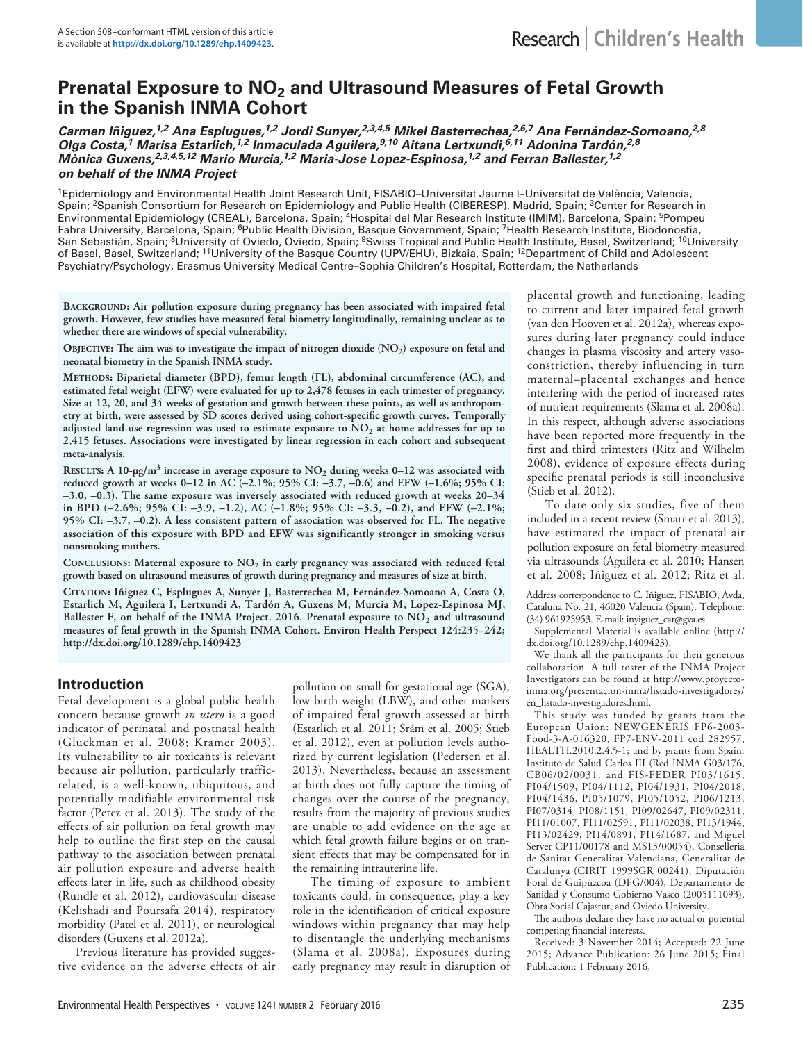A Section 508–conformant HTML version of this article is available at http://dx.doi.org/10.1289/ehp.1409423.

Research | Children's Health

# Prenatal Exposure to $NO_2$ and Ultrasound Measures of Fetal Growth in the Spanish INMA Cohort

***Carmen Iñiguez,[1,2] Ana Esplugues,[1,2] Jordi Sunyer,[2,3,4,5] Mikel Basterrechea,[2,6,7] Ana Fernández-Somoano,[2,8] Olga Costa,[1] Marisa Estarlich,[1,2] Inmaculada Aguilera,[9,10] Aitana Lertxundi,[6,11] Adonina Tardón,[2,8] Mònica Guxens,[2,3,4,5,12] Mario Murcia,[1,2] Maria-Jose Lopez-Espinosa,[1,2] and Ferran Ballester,[1,2] on behalf of the INMA Project***

[1]Epidemiology and Environmental Health Joint Research Unit, FISABIO–Universitat Jaume I–Universitat de València, Valencia, Spain; [2]Spanish Consortium for Research on Epidemiology and Public Health (CIBERESP), Madrid, Spain; [3]Center for Research in Environmental Epidemiology (CREAL), Barcelona, Spain; [4]Hospital del Mar Research Institute (IMIM), Barcelona, Spain; [5]Pompeu Fabra University, Barcelona, Spain; [6]Public Health Division, Basque Government, Spain; [7]Health Research Institute, Biodonostia, San Sebastián, Spain; [8]University of Oviedo, Oviedo, Spain; [9]Swiss Tropical and Public Health Institute, Basel, Switzerland; [10]University of Basel, Basel, Switzerland; [11]University of the Basque Country (UPV/EHU), Bizkaia, Spain; [12]Department of Child and Adolescent Psychiatry/Psychology, Erasmus University Medical Centre–Sophia Children's Hospital, Rotterdam, the Netherlands

**Background: Air pollution exposure during pregnancy has been associated with impaired fetal growth. However, few studies have measured fetal biometry longitudinally, remaining unclear as to whether there are windows of special vulnerability.**

**Objective: The aim was to investigate the impact of nitrogen dioxide ($NO_2$) exposure on fetal and neonatal biometry in the Spanish INMA study.**

**Methods: Biparietal diameter (BPD), femur length (FL), abdominal circumference (AC), and estimated fetal weight (EFW) were evaluated for up to 2,478 fetuses in each trimester of pregnancy. Size at 12, 20, and 34 weeks of gestation and growth between these points, as well as anthropometry at birth, were assessed by SD scores derived using cohort-specific growth curves. Temporally adjusted land-use regression was used to estimate exposure to $NO_2$ at home addresses for up to 2,415 fetuses. Associations were investigated by linear regression in each cohort and subsequent meta-analysis.**

**Results: A 10-μg/m$^3$ increase in average exposure to $NO_2$ during weeks 0–12 was associated with reduced growth at weeks 0–12 in AC (–2.1%; 95% CI: –3.7, –0.6) and EFW (–1.6%; 95% CI: –3.0, –0.3). The same exposure was inversely associated with reduced growth at weeks 20–34 in BPD (–2.6%; 95% CI: –3.9, –1.2), AC (–1.8%; 95% CI: –3.3, –0.2), and EFW (–2.1%; 95% CI: –3.7, –0.2). A less consistent pattern of association was observed for FL. The negative association of this exposure with BPD and EFW was significantly stronger in smoking versus nonsmoking mothers.**

**Conclusions: Maternal exposure to $NO_2$ in early pregnancy was associated with reduced fetal growth based on ultrasound measures of growth during pregnancy and measures of size at birth.**

**Citation: Iñiguez C, Esplugues A, Sunyer J, Basterrechea M, Fernández-Somoano A, Costa O, Estarlich M, Aguilera I, Lertxundi A, Tardón A, Guxens M, Murcia M, Lopez-Espinosa MJ, Ballester F, on behalf of the INMA Project. 2016. Prenatal exposure to $NO_2$ and ultrasound measures of fetal growth in the Spanish INMA Cohort. Environ Health Perspect 124:235–242; http://dx.doi.org/10.1289/ehp.1409423**

## Introduction

Fetal development is a global public health concern because growth *in utero* is a good indicator of perinatal and postnatal health (Gluckman et al. 2008; Kramer 2003). Its vulnerability to air toxicants is relevant because air pollution, particularly traffic-related, is a well-known, ubiquitous, and potentially modifiable environmental risk factor (Perez et al. 2013). The study of the effects of air pollution on fetal growth may help to outline the first step on the causal pathway to the association between prenatal air pollution exposure and adverse health effects later in life, such as childhood obesity (Rundle et al. 2012), cardiovascular disease (Kelishadi and Poursafa 2014), respiratory morbidity (Patel et al. 2011), or neurological disorders (Guxens et al. 2012a).

Previous literature has provided suggestive evidence on the adverse effects of air pollution on small for gestational age (SGA), low birth weight (LBW), and other markers of impaired fetal growth assessed at birth (Estarlich et al. 2011; Srám et al. 2005; Stieb et al. 2012), even at pollution levels authorized by current legislation (Pedersen et al. 2013). Nevertheless, because an assessment at birth does not fully capture the timing of changes over the course of the pregnancy, results from the majority of previous studies are unable to add evidence on the age at which fetal growth failure begins or on transient effects that may be compensated for in the remaining intrauterine life.

The timing of exposure to ambient toxicants could, in consequence, play a key role in the identification of critical exposure windows within pregnancy that may help to disentangle the underlying mechanisms (Slama et al. 2008a). Exposures during early pregnancy may result in disruption of placental growth and functioning, leading to current and later impaired fetal growth (van den Hooven et al. 2012a), whereas exposures during later pregnancy could induce changes in plasma viscosity and artery vasoconstriction, thereby influencing in turn maternal–placental exchanges and hence interfering with the period of increased rates of nutrient requirements (Slama et al. 2008a). In this respect, although adverse associations have been reported more frequently in the first and third trimesters (Ritz and Wilhelm 2008), evidence of exposure effects during specific prenatal periods is still inconclusive (Stieb et al. 2012).

To date only six studies, five of them included in a recent review (Smarr et al. 2013), have estimated the impact of prenatal air pollution exposure on fetal biometry measured via ultrasounds (Aguilera et al. 2010; Hansen et al. 2008; Iñiguez et al. 2012; Ritz et al.

Address correspondence to C. Iñiguez, FISABIO, Avda, Cataluña No. 21, 46020 Valencia (Spain). Telephone: (34) 961925953. E-mail: inyiguez_car@gva.es

Supplemental Material is available online (http://dx.doi.org/10.1289/ehp.1409423).

We thank all the participants for their generous collaboration. A full roster of the INMA Project Investigators can be found at http://www.proyectoinma.org/presentacion-inma/listado-investigadores/en_listado-investigadores.html.

This study was funded by grants from the European Union: NEWGENERIS FP6-2003-Food-3-A-016320, FP7-ENV-2011 cod 282957, HEALTH.2010.2.4.5-1; and by grants from Spain: Instituto de Salud Carlos III (Red INMA G03/176, CB06/02/0031, and FIS-FEDER PI03/1615, PI04/1509, PI04/1112, PI04/1931, PI04/2018, PI04/1436, PI05/1079, PI05/1052, PI06/1213, PI07/0314, PI08/1151, PI09/02647, PI09/02311, PI11/01007, PI11/02591, PI11/02038, PI13/1944, PI13/02429, PI14/0891, PI14/1687, and Miguel Servet CP11/00178 and MS13/00054), Conselleria de Sanitat Generalitat Valenciana, Generalitat de Catalunya (CIRIT 1999SGR 00241), Diputación Foral de Guipúzcoa (DFG/004), Departamento de Sanidad y Consumo Gobierno Vasco (2005111093), Obra Social Cajastur, and Oviedo University.

The authors declare they have no actual or potential competing financial interests.

Received: 3 November 2014; Accepted: 22 June 2015; Advance Publication: 26 June 2015; Final Publication: 1 February 2016.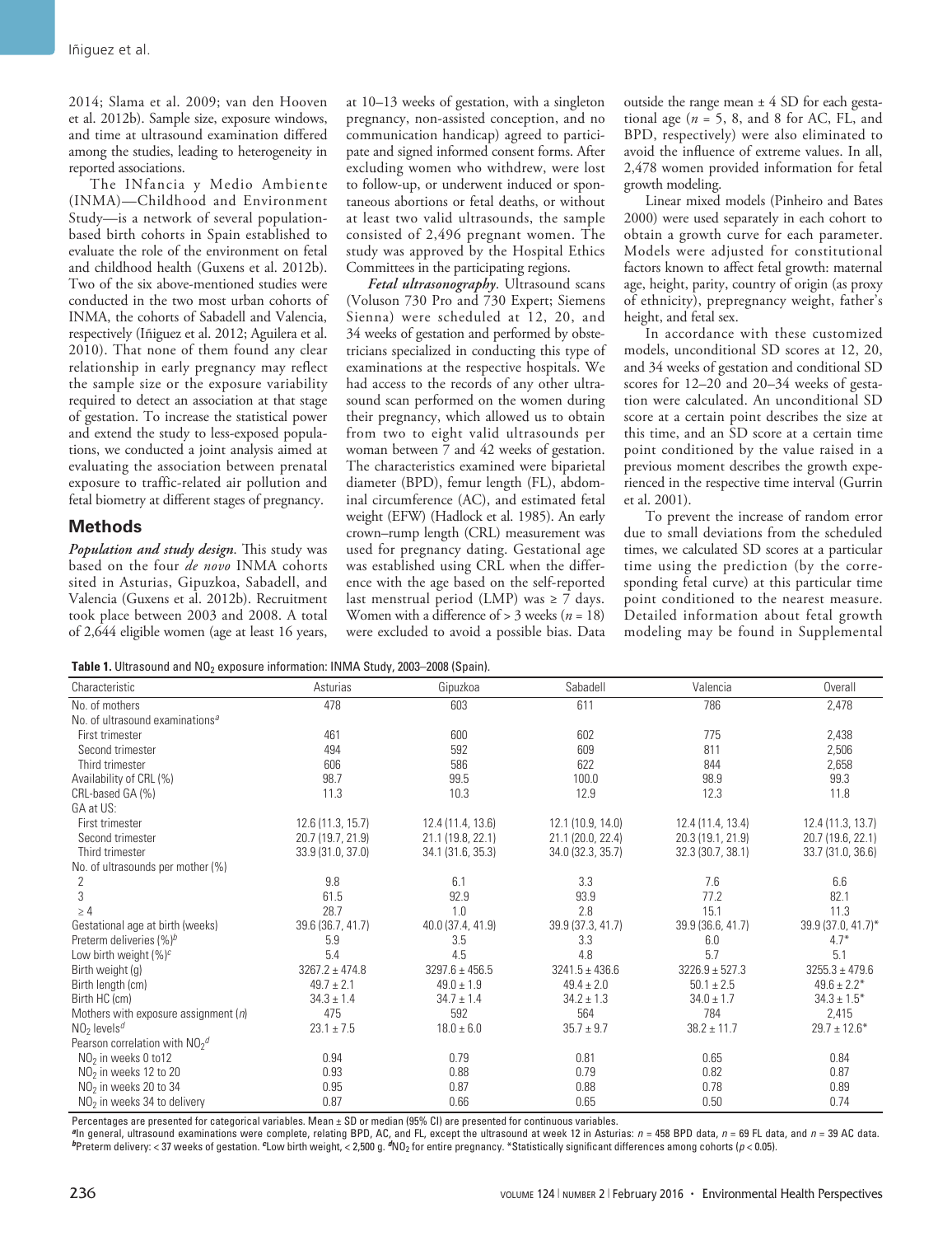2014; Slama et al. 2009; van den Hooven et al. 2012b). Sample size, exposure windows, and time at ultrasound examination differed among the studies, leading to heterogeneity in reported associations.

The INfancia y Medio Ambiente (INMA)—Childhood and Environment Study—is a network of several population-based birth cohorts in Spain established to evaluate the role of the environment on fetal and childhood health (Guxens et al. 2012b). Two of the six above-mentioned studies were conducted in the two most urban cohorts of INMA, the cohorts of Sabadell and Valencia, respectively (Iñiguez et al. 2012; Aguilera et al. 2010). That none of them found any clear relationship in early pregnancy may reflect the sample size or the exposure variability required to detect an association at that stage of gestation. To increase the statistical power and extend the study to less-exposed populations, we conducted a joint analysis aimed at evaluating the association between prenatal exposure to traffic-related air pollution and fetal biometry at different stages of pregnancy.

## Methods

***Population and study design.*** This study was based on the four *de novo* INMA cohorts sited in Asturias, Gipuzkoa, Sabadell, and Valencia (Guxens et al. 2012b). Recruitment took place between 2003 and 2008. A total of 2,644 eligible women (age at least 16 years, at 10–13 weeks of gestation, with a singleton pregnancy, non-assisted conception, and no communication handicap) agreed to participate and signed informed consent forms. After excluding women who withdrew, were lost to follow-up, or underwent induced or spontaneous abortions or fetal deaths, or without at least two valid ultrasounds, the sample consisted of 2,496 pregnant women. The study was approved by the Hospital Ethics Committees in the participating regions.

***Fetal ultrasonography.*** Ultrasound scans (Voluson 730 Pro and 730 Expert; Siemens Sienna) were scheduled at 12, 20, and 34 weeks of gestation and performed by obstetricians specialized in conducting this type of examinations at the respective hospitals. We had access to the records of any other ultrasound scan performed on the women during their pregnancy, which allowed us to obtain from two to eight valid ultrasounds per woman between 7 and 42 weeks of gestation. The characteristics examined were biparietal diameter (BPD), femur length (FL), abdominal circumference (AC), and estimated fetal weight (EFW) (Hadlock et al. 1985). An early crown–rump length (CRL) measurement was used for pregnancy dating. Gestational age was established using CRL when the difference with the age based on the self-reported last menstrual period (LMP) was ≥ 7 days. Women with a difference of > 3 weeks ($n = 18$) were excluded to avoid a possible bias. Data outside the range mean ± 4 SD for each gestational age ($n = 5$, 8, and 8 for AC, FL, and BPD, respectively) were also eliminated to avoid the influence of extreme values. In all, 2,478 women provided information for fetal growth modeling.

Linear mixed models (Pinheiro and Bates 2000) were used separately in each cohort to obtain a growth curve for each parameter. Models were adjusted for constitutional factors known to affect fetal growth: maternal age, height, parity, country of origin (as proxy of ethnicity), prepregnancy weight, father's height, and fetal sex.

In accordance with these customized models, unconditional SD scores at 12, 20, and 34 weeks of gestation and conditional SD scores for 12–20 and 20–34 weeks of gestation were calculated. An unconditional SD score at a certain point describes the size at this time, and an SD score at a certain time point conditioned by the value raised in a previous moment describes the growth experienced in the respective time interval (Gurrin et al. 2001).

To prevent the increase of random error due to small deviations from the scheduled times, we calculated SD scores at a particular time using the prediction (by the corresponding fetal curve) at this particular time point conditioned to the nearest measure. Detailed information about fetal growth modeling may be found in Supplemental

**Table 1.** Ultrasound and $NO_2$ exposure information: INMA Study, 2003–2008 (Spain).

| Characteristic | Asturias | Gipuzkoa | Sabadell | Valencia | Overall |
|---|---|---|---|---|---|
| No. of mothers | 478 | 603 | 611 | 786 | 2,478 |
| No. of ultrasound examinations[a] | | | | | |
| First trimester | 461 | 600 | 602 | 775 | 2,438 |
| Second trimester | 494 | 592 | 609 | 811 | 2,506 |
| Third trimester | 606 | 586 | 622 | 844 | 2,658 |
| Availability of CRL (%) | 98.7 | 99.5 | 100.0 | 98.9 | 99.3 |
| CRL-based GA (%) | 11.3 | 10.3 | 12.9 | 12.3 | 11.8 |
| GA at US: | | | | | |
| First trimester | 12.6 (11.3, 15.7) | 12.4 (11.4, 13.6) | 12.1 (10.9, 14.0) | 12.4 (11.4, 13.4) | 12.4 (11.3, 13.7) |
| Second trimester | 20.7 (19.7, 21.9) | 21.1 (19.8, 22.1) | 21.1 (20.0, 22.4) | 20.3 (19.1, 21.9) | 20.7 (19.6, 22.1) |
| Third trimester | 33.9 (31.0, 37.0) | 34.1 (31.6, 35.3) | 34.0 (32.3, 35.7) | 32.3 (30.7, 38.1) | 33.7 (31.0, 36.6) |
| No. of ultrasounds per mother (%) | | | | | |
| 2 | 9.8 | 6.1 | 3.3 | 7.6 | 6.6 |
| 3 | 61.5 | 92.9 | 93.9 | 77.2 | 82.1 |
| ≥ 4 | 28.7 | 1.0 | 2.8 | 15.1 | 11.3 |
| Gestational age at birth (weeks) | 39.6 (36.7, 41.7) | 40.0 (37.4, 41.9) | 39.9 (37.3, 41.7) | 39.9 (36.6, 41.7) | 39.9 (37.0, 41.7)* |
| Preterm deliveries (%)[b] | 5.9 | 3.5 | 3.3 | 6.0 | 4.7* |
| Low birth weight (%)[c] | 5.4 | 4.5 | 4.8 | 5.7 | 5.1 |
| Birth weight (g) | 3267.2 ± 474.8 | 3297.6 ± 456.5 | 3241.5 ± 436.6 | 3226.9 ± 527.3 | 3255.3 ± 479.6 |
| Birth length (cm) | 49.7 ± 2.1 | 49.0 ± 1.9 | 49.4 ± 2.0 | 50.1 ± 2.5 | 49.6 ± 2.2* |
| Birth HC (cm) | 34.3 ± 1.4 | 34.7 ± 1.4 | 34.2 ± 1.3 | 34.0 ± 1.7 | 34.3 ± 1.5* |
| Mothers with exposure assignment (n) | 475 | 592 | 564 | 784 | 2,415 |
| $NO_2$ levels[d] | 23.1 ± 7.5 | 18.0 ± 6.0 | 35.7 ± 9.7 | 38.2 ± 11.7 | 29.7 ± 12.6* |
| Pearson correlation with $NO_2$[d] | | | | | |
| $NO_2$ in weeks 0 to12 | 0.94 | 0.79 | 0.81 | 0.65 | 0.84 |
| $NO_2$ in weeks 12 to 20 | 0.93 | 0.88 | 0.79 | 0.82 | 0.87 |
| $NO_2$ in weeks 20 to 34 | 0.95 | 0.87 | 0.88 | 0.78 | 0.89 |
| $NO_2$ in weeks 34 to delivery | 0.87 | 0.66 | 0.65 | 0.50 | 0.74 |

Percentages are presented for categorical variables. Mean ± SD or median (95% CI) are presented for continuous variables.
[a]In general, ultrasound examinations were complete, relating BPD, AC, and FL, except the ultrasound at week 12 in Asturias: $n = 458$ BPD data, $n = 69$ FL data, and $n = 39$ AC data.
[b]Preterm delivery: < 37 weeks of gestation. [c]Low birth weight, < 2,500 g. [d]$NO_2$ for entire pregnancy. *Statistically significant differences among cohorts ($p < 0.05$).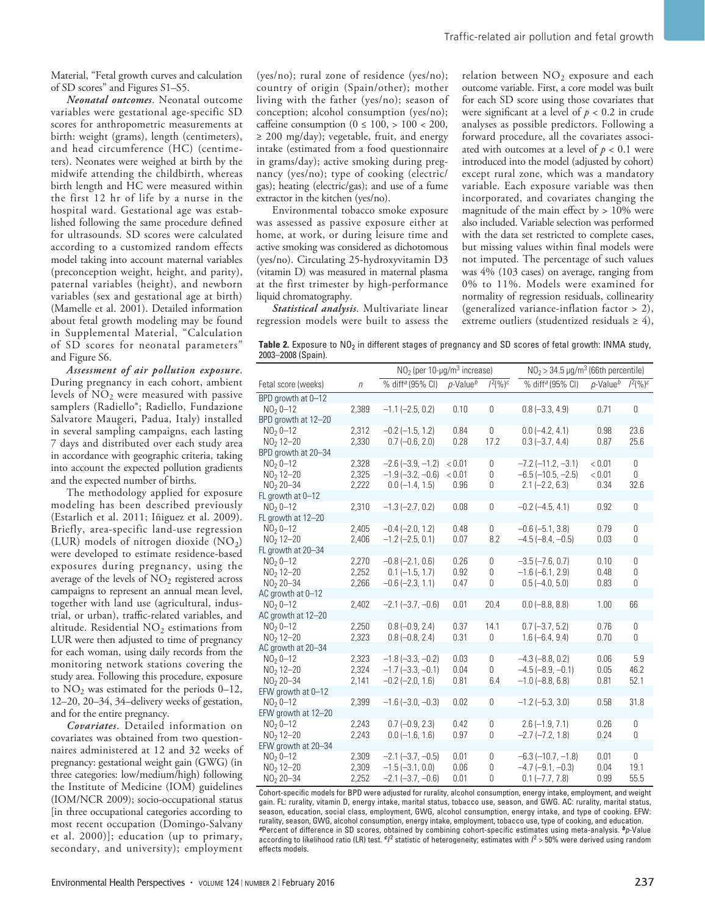Material, "Fetal growth curves and calculation of SD scores" and Figures S1–S5.

***Neonatal outcomes.*** Neonatal outcome variables were gestational age-specific SD scores for anthropometric measurements at birth: weight (grams), length (centimeters), and head circumference (HC) (centimeters). Neonates were weighed at birth by the midwife attending the childbirth, whereas birth length and HC were measured within the first 12 hr of life by a nurse in the hospital ward. Gestational age was established following the same procedure defined for ultrasounds. SD scores were calculated according to a customized random effects model taking into account maternal variables (preconception weight, height, and parity), paternal variables (height), and newborn variables (sex and gestational age at birth) (Mamelle et al. 2001). Detailed information about fetal growth modeling may be found in Supplemental Material, "Calculation of SD scores for neonatal parameters" and Figure S6.

***Assessment of air pollution exposure.*** During pregnancy in each cohort, ambient levels of $NO_2$ were measured with passive samplers (Radiello®; Radiello, Fundazione Salvatore Maugeri, Padua, Italy) installed in several sampling campaigns, each lasting 7 days and distributed over each study area in accordance with geographic criteria, taking into account the expected pollution gradients and the expected number of births.

The methodology applied for exposure modeling has been described previously (Estarlich et al. 2011; Iñiguez et al. 2009). Briefly, area-specific land-use regression (LUR) models of nitrogen dioxide ($NO_2$) were developed to estimate residence-based exposures during pregnancy, using the average of the levels of $NO_2$ registered across campaigns to represent an annual mean level, together with land use (agricultural, industrial, or urban), traffic-related variables, and altitude. Residential $NO_2$ estimations from LUR were then adjusted to time of pregnancy for each woman, using daily records from the monitoring network stations covering the study area. Following this procedure, exposure to $NO_2$ was estimated for the periods 0–12, 12–20, 20–34, 34–delivery weeks of gestation, and for the entire pregnancy.

***Covariates.*** Detailed information on covariates was obtained from two questionnaires administered at 12 and 32 weeks of pregnancy: gestational weight gain (GWG) (in three categories: low/medium/high) following the Institute of Medicine (IOM) guidelines (IOM/NCR 2009); socio-occupational status [in three occupational categories according to most recent occupation (Domingo-Salvany et al. 2000)]; education (up to primary, secondary, and university); employment (yes/no); rural zone of residence (yes/no); country of origin (Spain/other); mother living with the father (yes/no); season of conception; alcohol consumption (yes/no); caffeine consumption ($0 \leq 100$, $> 100 < 200$, $\geq 200$ mg/day); vegetable, fruit, and energy intake (estimated from a food questionnaire in grams/day); active smoking during pregnancy (yes/no); type of cooking (electric/gas); heating (electric/gas); and use of a fume extractor in the kitchen (yes/no).

Environmental tobacco smoke exposure was assessed as passive exposure either at home, at work, or during leisure time and active smoking was considered as dichotomous (yes/no). Circulating 25-hydroxyvitamin D3 (vitamin D) was measured in maternal plasma at the first trimester by high-performance liquid chromatography.

***Statistical analysis.*** Multivariate linear regression models were built to assess the relation between $NO_2$ exposure and each outcome variable. First, a core model was built for each SD score using those covariates that were significant at a level of $p < 0.2$ in crude analyses as possible predictors. Following a forward procedure, all the covariates associated with outcomes at a level of $p < 0.1$ were introduced into the model (adjusted by cohort) except rural zone, which was a mandatory variable. Each exposure variable was then incorporated, and covariates changing the magnitude of the main effect by > 10% were also included. Variable selection was performed with the data set restricted to complete cases, but missing values within final models were not imputed. The percentage of such values was 4% (103 cases) on average, ranging from 0% to 11%. Models were examined for normality of regression residuals, collinearity (generalized variance-inflation factor > 2), extreme outliers (studentized residuals ≥ 4),

**Table 2.** Exposure to $NO_2$ in different stages of pregnancy and SD scores of fetal growth: INMA study, 2003–2008 (Spain).

| | | $NO_2$ (per 10-μg/m³ increase) | | | $NO_2$ > 34.5 μg/m³ (66th percentile) | | |
|---|---|---|---|---|---|---|---|
| Fetal score (weeks) | $n$ | % diff[a] (95% CI) | $p$-Value[b] | $I^2$(%)[c] | % diff[a] (95% CI) | $p$-Value[b] | $I^2$(%)[c] |
| BPD growth at 0–12 | | | | | | | |
| $NO_2$ 0–12 | 2,389 | −1.1 (−2.5, 0.2) | 0.10 | 0 | 0.8 (−3.3, 4.9) | 0.71 | 0 |
| BPD growth at 12–20 | | | | | | | |
| $NO_2$ 0–12 | 2,312 | −0.2 (−1.5, 1.2) | 0.84 | 0 | 0.0 (−4.2, 4.1) | 0.98 | 23.6 |
| $NO_2$ 12–20 | 2,330 | 0.7 (−0.6, 2.0) | 0.28 | 17.2 | 0.3 (−3.7, 4.4) | 0.87 | 25.6 |
| BPD growth at 20–34 | | | | | | | |
| $NO_2$ 0–12 | 2,328 | −2.6 (−3.9, −1.2) | < 0.01 | 0 | −7.2 (−11.2, −3.1) | < 0.01 | 0 |
| $NO_2$ 12–20 | 2,325 | −1.9 (−3.2, −0.6) | < 0.01 | 0 | −6.5 (−10.5, −2.5) | < 0.01 | 0 |
| $NO_2$ 20–34 | 2,222 | 0.0 (−1.4, 1.5) | 0.96 | 0 | 2.1 (−2.2, 6.3) | 0.34 | 32.6 |
| FL growth at 0–12 | | | | | | | |
| $NO_2$ 0–12 | 2,310 | −1.3 (−2.7, 0.2) | 0.08 | 0 | −0.2 (−4.5, 4.1) | 0.92 | 0 |
| FL growth at 12–20 | | | | | | | |
| $NO_2$ 0–12 | 2,405 | −0.4 (−2.0, 1.2) | 0.48 | 0 | −0.6 (−5.1, 3.8) | 0.79 | 0 |
| $NO_2$ 12–20 | 2,406 | −1.2 (−2.5, 0.1) | 0.07 | 8.2 | −4.5 (−8.4, −0.5) | 0.03 | 0 |
| FL growth at 20–34 | | | | | | | |
| $NO_2$ 0–12 | 2,270 | −0.8 (−2.1, 0.6) | 0.26 | 0 | −3.5 (−7.6, 0.7) | 0.10 | 0 |
| $NO_2$ 12–20 | 2,252 | 0.1 (−1.5, 1.7) | 0.92 | 0 | −1.6 (−6.1, 2.9) | 0.48 | 0 |
| $NO_2$ 20–34 | 2,266 | −0.6 (−2.3, 1.1) | 0.47 | 0 | 0.5 (−4.0, 5.0) | 0.83 | 0 |
| AC growth at 0–12 | | | | | | | |
| $NO_2$ 0–12 | 2,402 | −2.1 (−3.7, −0.6) | 0.01 | 20.4 | 0.0 (−8.8, 8.8) | 1.00 | 66 |
| AC growth at 12–20 | | | | | | | |
| $NO_2$ 0–12 | 2,250 | 0.8 (−0.9, 2.4) | 0.37 | 14.1 | 0.7 (−3.7, 5.2) | 0.76 | 0 |
| $NO_2$ 12–20 | 2,323 | 0.8 (−0.8, 2.4) | 0.31 | 0 | 1.6 (−6.4, 9.4) | 0.70 | 0 |
| AC growth at 20–34 | | | | | | | |
| $NO_2$ 0–12 | 2,323 | −1.8 (−3.3, −0.2) | 0.03 | 0 | −4.3 (−8.8, 0.2) | 0.06 | 5.9 |
| $NO_2$ 12–20 | 2,324 | −1.7 (−3.3, −0.1) | 0.04 | 0 | −4.5 (−8.9, −0.1) | 0.05 | 46.2 |
| $NO_2$ 20–34 | 2,141 | −0.2 (−2.0, 1.6) | 0.81 | 6.4 | −1.0 (−8.8, 6.8) | 0.81 | 52.1 |
| EFW growth at 0–12 | | | | | | | |
| $NO_2$ 0–12 | 2,399 | −1.6 (−3.0, −0.3) | 0.02 | 0 | −1.2 (−5.3, 3.0) | 0.58 | 31.8 |
| EFW growth at 12–20 | | | | | | | |
| $NO_2$ 0–12 | 2,243 | 0.7 (−0.9, 2.3) | 0.42 | 0 | 2.6 (−1.9, 7.1) | 0.26 | 0 |
| $NO_2$ 12–20 | 2,243 | 0.0 (−1.6, 1.6) | 0.97 | 0 | −2.7 (−7.2, 1.8) | 0.24 | 0 |
| EFW growth at 20–34 | | | | | | | |
| $NO_2$ 0–12 | 2,309 | −2.1 (−3.7, −0.5) | 0.01 | 0 | −6.3 (−10.7, −1.8) | 0.01 | 0 |
| $NO_2$ 12–20 | 2,309 | −1.5 (−3.1, 0.0) | 0.06 | 0 | −4.7 (−9.1, −0.3) | 0.04 | 19.1 |
| $NO_2$ 20–34 | 2,252 | −2.1 (−3.7, −0.6) | 0.01 | 0 | 0.1 (−7.7, 7.8) | 0.99 | 55.5 |

Cohort-specific models for BPD were adjusted for rurality, alcohol consumption, energy intake, employment, and weight gain. FL: rurality, vitamin D, energy intake, marital status, tobacco use, season, and GWG. AC: rurality, marital status, season, education, social class, employment, GWG, alcohol consumption, energy intake, and type of cooking. EFW: rurality, season, GWG, alcohol consumption, energy intake, employment, tobacco use, type of cooking, and education.
[a]Percent of difference in SD scores, obtained by combining cohort-specific estimates using meta-analysis. [b]$p$-Value according to likelihood ratio (LR) test. [c]$I^2$ statistic of heterogeneity; estimates with $I^2$ > 50% were derived using random effects models.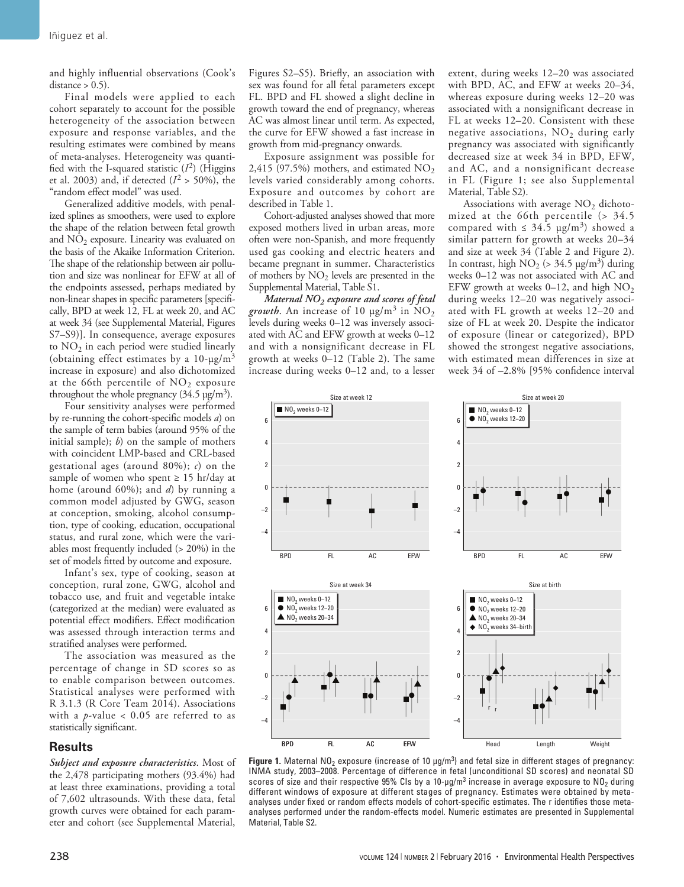and highly influential observations (Cook's distance > 0.5).

Final models were applied to each cohort separately to account for the possible heterogeneity of the association between exposure and response variables, and the resulting estimates were combined by means of meta-analyses. Heterogeneity was quantified with the I-squared statistic ($I^2$) (Higgins et al. 2003) and, if detected ($I^2 > 50\%$), the "random effect model" was used.

Generalized additive models, with penalized splines as smoothers, were used to explore the shape of the relation between fetal growth and $NO_2$ exposure. Linearity was evaluated on the basis of the Akaike Information Criterion. The shape of the relationship between air pollution and size was nonlinear for EFW at all of the endpoints assessed, perhaps mediated by non-linear shapes in specific parameters [specifically, BPD at week 12, FL at week 20, and AC at week 34 (see Supplemental Material, Figures S7–S9)]. In consequence, average exposures to $NO_2$ in each period were studied linearly (obtaining effect estimates by a 10-μg/m$^3$ increase in exposure) and also dichotomized at the 66th percentile of $NO_2$ exposure throughout the whole pregnancy (34.5 μg/m$^3$).

Four sensitivity analyses were performed by re-running the cohort-specific models *a*) on the sample of term babies (around 95% of the initial sample); *b*) on the sample of mothers with coincident LMP-based and CRL-based gestational ages (around 80%); *c*) on the sample of women who spent ≥ 15 hr/day at home (around 60%); and *d*) by running a common model adjusted by GWG, season at conception, smoking, alcohol consumption, type of cooking, education, occupational status, and rural zone, which were the variables most frequently included (> 20%) in the set of models fitted by outcome and exposure.

Infant's sex, type of cooking, season at conception, rural zone, GWG, alcohol and tobacco use, and fruit and vegetable intake (categorized at the median) were evaluated as potential effect modifiers. Effect modification was assessed through interaction terms and stratified analyses were performed.

The association was measured as the percentage of change in SD scores so as to enable comparison between outcomes. Statistical analyses were performed with R 3.1.3 (R Core Team 2014). Associations with a *p*-value < 0.05 are referred to as statistically significant.

## Results

***Subject and exposure characteristics***. Most of the 2,478 participating mothers (93.4%) had at least three examinations, providing a total of 7,602 ultrasounds. With these data, fetal growth curves were obtained for each parameter and cohort (see Supplemental Material, Figures S2–S5). Briefly, an association with sex was found for all fetal parameters except FL. BPD and FL showed a slight decline in growth toward the end of pregnancy, whereas AC was almost linear until term. As expected, the curve for EFW showed a fast increase in growth from mid-pregnancy onwards.

Exposure assignment was possible for 2,415 (97.5%) mothers, and estimated $NO_2$ levels varied considerably among cohorts. Exposure and outcomes by cohort are described in Table 1.

Cohort-adjusted analyses showed that more exposed mothers lived in urban areas, more often were non-Spanish, and more frequently used gas cooking and electric heaters and became pregnant in summer. Characteristics of mothers by $NO_2$ levels are presented in the Supplemental Material, Table S1.

***Maternal $NO_2$ exposure and scores of fetal growth***. An increase of 10 μg/m$^3$ in $NO_2$ levels during weeks 0–12 was inversely associated with AC and EFW growth at weeks 0–12 and with a nonsignificant decrease in FL growth at weeks 0–12 (Table 2). The same increase during weeks 0–12 and, to a lesser extent, during weeks 12–20 was associated with BPD, AC, and EFW at weeks 20–34, whereas exposure during weeks 12–20 was associated with a nonsignificant decrease in FL at weeks 12–20. Consistent with these negative associations, $NO_2$ during early pregnancy was associated with significantly decreased size at week 34 in BPD, EFW, and AC, and a nonsignificant decrease in FL (Figure 1; see also Supplemental Material, Table S2).

Associations with average $NO_2$ dichotomized at the 66th percentile (> 34.5 compared with ≤ 34.5 μg/m$^3$) showed a similar pattern for growth at weeks 20–34 and size at week 34 (Table 2 and Figure 2). In contrast, high $NO_2$ (> 34.5 μg/m$^3$) during weeks 0–12 was not associated with AC and EFW growth at weeks 0–12, and high $NO_2$ during weeks 12–20 was negatively associated with FL growth at weeks 12–20 and size of FL at week 20. Despite the indicator of exposure (linear or categorized), BPD showed the strongest negative associations, with estimated mean differences in size at week 34 of –2.8% [95% confidence interval

**Figure 1.** Maternal $NO_2$ exposure (increase of 10 μg/m$^3$) and fetal size in different stages of pregnancy: INMA study, 2003–2008. Percentage of difference in fetal (unconditional SD scores) and neonatal SD scores of size and their respective 95% CIs by a 10-μg/m$^3$ increase in average exposure to $NO_2$ during different windows of exposure at different stages of pregnancy. Estimates were obtained by meta-analyses under fixed or random effects models of cohort-specific estimates. The r identifies those meta-analyses performed under the random-effects model. Numeric estimates are presented in Supplemental Material, Table S2.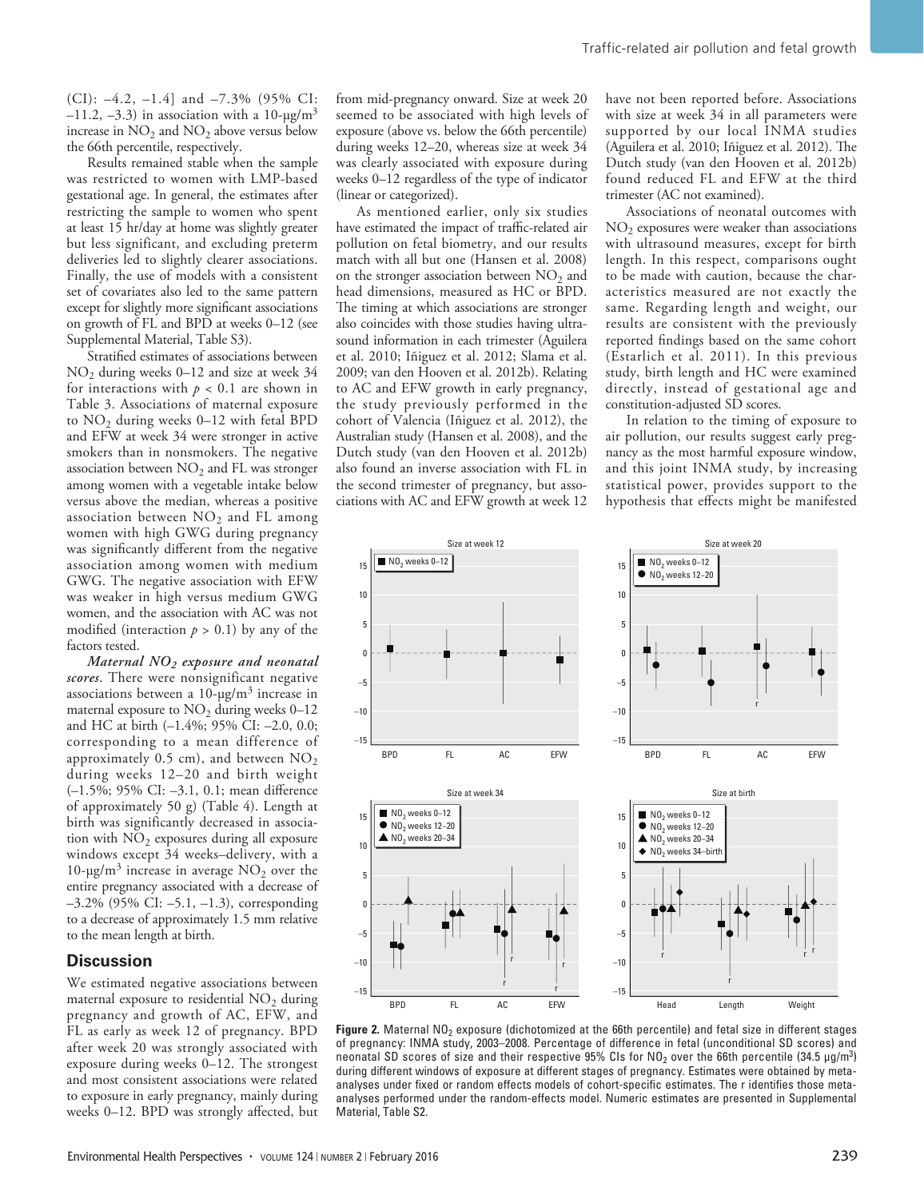(CI): –4.2, –1.4] and –7.3% (95% CI: –11.2, –3.3) in association with a 10-μg/m$^3$ increase in $NO_2$ and $NO_2$ above versus below the 66th percentile, respectively.

Results remained stable when the sample was restricted to women with LMP-based gestational age. In general, the estimates after restricting the sample to women who spent at least 15 hr/day at home was slightly greater but less significant, and excluding preterm deliveries led to slightly clearer associations. Finally, the use of models with a consistent set of covariates also led to the same pattern except for slightly more significant associations on growth of FL and BPD at weeks 0–12 (see Supplemental Material, Table S3).

Stratified estimates of associations between $NO_2$ during weeks 0–12 and size at week 34 for interactions with $p < 0.1$ are shown in Table 3. Associations of maternal exposure to $NO_2$ during weeks 0–12 with fetal BPD and EFW at week 34 were stronger in active smokers than in nonsmokers. The negative association between $NO_2$ and FL was stronger among women with a vegetable intake below versus above the median, whereas a positive association between $NO_2$ and FL among women with high GWG during pregnancy was significantly different from the negative association among women with medium GWG. The negative association with EFW was weaker in high versus medium GWG women, and the association with AC was not modified (interaction $p > 0.1$) by any of the factors tested.

***Maternal $NO_2$ exposure and neonatal scores.*** There were nonsignificant negative associations between a 10-μg/m$^3$ increase in maternal exposure to $NO_2$ during weeks 0–12 and HC at birth (–1.4%; 95% CI: –2.0, 0.0; corresponding to a mean difference of approximately 0.5 cm), and between $NO_2$ during weeks 12–20 and birth weight (–1.5%; 95% CI: –3.1, 0.1; mean difference of approximately 50 g) (Table 4). Length at birth was significantly decreased in association with $NO_2$ exposures during all exposure windows except 34 weeks–delivery, with a 10-μg/m$^3$ increase in average $NO_2$ over the entire pregnancy associated with a decrease of –3.2% (95% CI: –5.1, –1.3), corresponding to a decrease of approximately 1.5 mm relative to the mean length at birth.

## Discussion

We estimated negative associations between maternal exposure to residential $NO_2$ during pregnancy and growth of AC, EFW, and FL as early as week 12 of pregnancy. BPD after week 20 was strongly associated with exposure during weeks 0–12. The strongest and most consistent associations were related to exposure in early pregnancy, mainly during weeks 0–12. BPD was strongly affected, but from mid-pregnancy onward. Size at week 20 seemed to be associated with high levels of exposure (above vs. below the 66th percentile) during weeks 12–20, whereas size at week 34 was clearly associated with exposure during weeks 0–12 regardless of the type of indicator (linear or categorized).

As mentioned earlier, only six studies have estimated the impact of traffic-related air pollution on fetal biometry, and our results match with all but one (Hansen et al. 2008) on the stronger association between $NO_2$ and head dimensions, measured as HC or BPD. The timing at which associations are stronger also coincides with those studies having ultrasound information in each trimester (Aguilera et al. 2010; Iñiguez et al. 2012; Slama et al. 2009; van den Hooven et al. 2012b). Relating to AC and EFW growth in early pregnancy, the study previously performed in the cohort of Valencia (Iñiguez et al. 2012), the Australian study (Hansen et al. 2008), and the Dutch study (van den Hooven et al. 2012b) also found an inverse association with FL in the second trimester of pregnancy, but associations with AC and EFW growth at week 12 have not been reported before. Associations with size at week 34 in all parameters were supported by our local INMA studies (Aguilera et al. 2010; Iñiguez et al. 2012). The Dutch study (van den Hooven et al. 2012b) found reduced FL and EFW at the third trimester (AC not examined).

Associations of neonatal outcomes with $NO_2$ exposures were weaker than associations with ultrasound measures, except for birth length. In this respect, comparisons ought to be made with caution, because the characteristics measured are not exactly the same. Regarding length and weight, our results are consistent with the previously reported findings based on the same cohort (Estarlich et al. 2011). In this previous study, birth length and HC were examined directly, instead of gestational age and constitution-adjusted SD scores.

In relation to the timing of exposure to air pollution, our results suggest early pregnancy as the most harmful exposure window, and this joint INMA study, by increasing statistical power, provides support to the hypothesis that effects might be manifested

**Figure 2.** Maternal $NO_2$ exposure (dichotomized at the 66th percentile) and fetal size in different stages of pregnancy: INMA study, 2003–2008. Percentage of difference in fetal (unconditional SD scores) and neonatal SD scores of size and their respective 95% CIs for $NO_2$ over the 66th percentile (34.5 μg/m$^3$) during different windows of exposure at different stages of pregnancy. Estimates were obtained by meta-analyses under fixed or random effects models of cohort-specific estimates. The r identifies those meta-analyses performed under the random-effects model. Numeric estimates are presented in Supplemental Material, Table S2.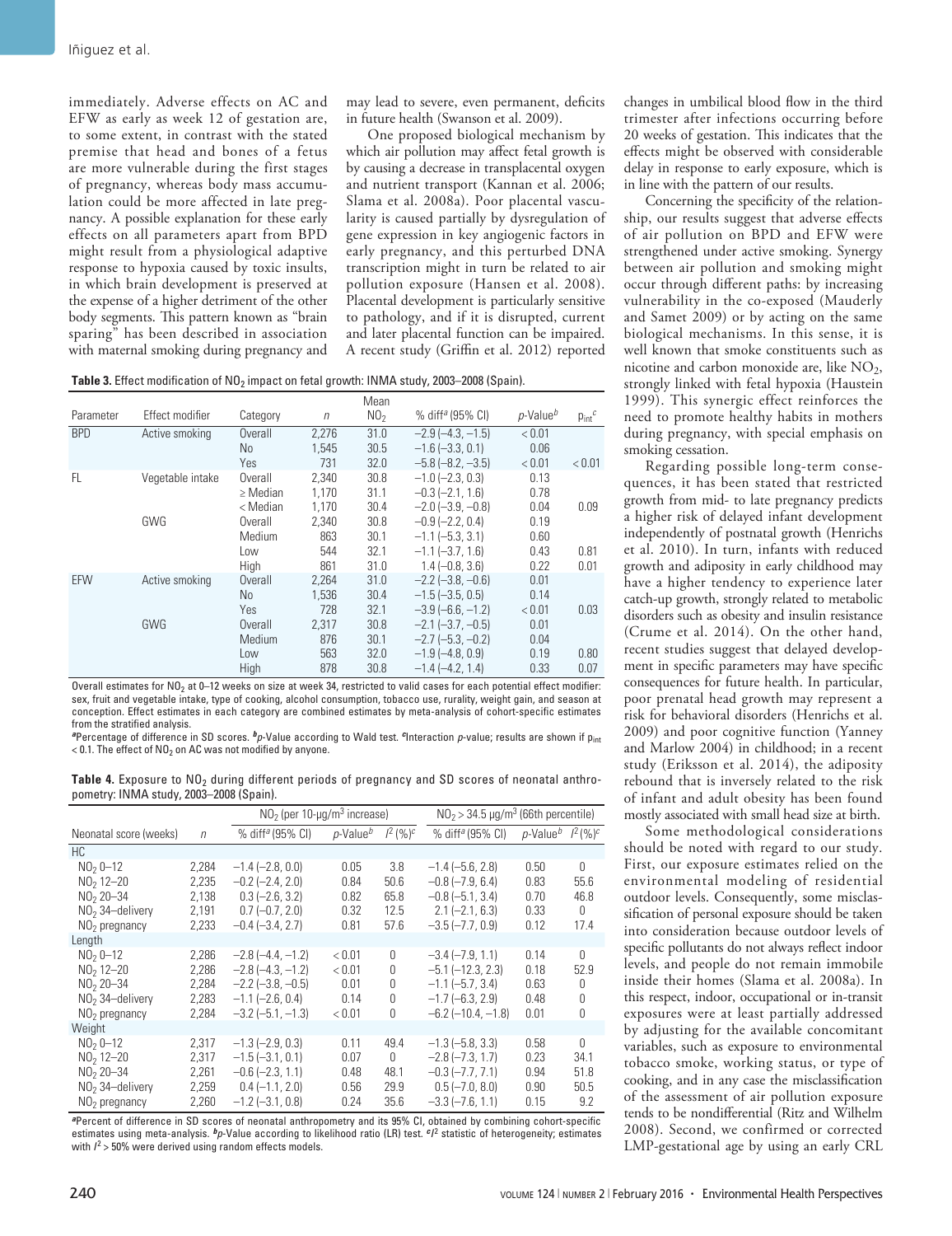immediately. Adverse effects on AC and EFW as early as week 12 of gestation are, to some extent, in contrast with the stated premise that head and bones of a fetus are more vulnerable during the first stages of pregnancy, whereas body mass accumulation could be more affected in late pregnancy. A possible explanation for these early effects on all parameters apart from BPD might result from a physiological adaptive response to hypoxia caused by toxic insults, in which brain development is preserved at the expense of a higher detriment of the other body segments. This pattern known as "brain sparing" has been described in association with maternal smoking during pregnancy and may lead to severe, even permanent, deficits in future health (Swanson et al. 2009).

One proposed biological mechanism by which air pollution may affect fetal growth is by causing a decrease in transplacental oxygen and nutrient transport (Kannan et al. 2006; Slama et al. 2008a). Poor placental vascularity is caused partially by dysregulation of gene expression in key angiogenic factors in early pregnancy, and this perturbed DNA transcription might in turn be related to air pollution exposure (Hansen et al. 2008). Placental development is particularly sensitive to pathology, and if it is disrupted, current and later placental function can be impaired. A recent study (Griffin et al. 2012) reported changes in umbilical blood flow in the third trimester after infections occurring before 20 weeks of gestation. This indicates that the effects might be observed with considerable delay in response to early exposure, which is in line with the pattern of our results.

Concerning the specificity of the relationship, our results suggest that adverse effects of air pollution on BPD and EFW were strengthened under active smoking. Synergy between air pollution and smoking might occur through different paths: by increasing vulnerability in the co-exposed (Mauderly and Samet 2009) or by acting on the same biological mechanisms. In this sense, it is well known that smoke constituents such as nicotine and carbon monoxide are, like $NO_2$, strongly linked with fetal hypoxia (Haustein 1999). This synergic effect reinforces the need to promote healthy habits in mothers during pregnancy, with special emphasis on smoking cessation.

Regarding possible long-term consequences, it has been stated that restricted growth from mid- to late pregnancy predicts a higher risk of delayed infant development independently of postnatal growth (Henrichs et al. 2010). In turn, infants with reduced growth and adiposity in early childhood may have a higher tendency to experience later catch-up growth, strongly related to metabolic disorders such as obesity and insulin resistance (Crume et al. 2014). On the other hand, recent studies suggest that delayed development in specific parameters may have specific consequences for future health. In particular, poor prenatal head growth may represent a risk for behavioral disorders (Henrichs et al. 2009) and poor cognitive function (Yanney and Marlow 2004) in childhood; in a recent study (Eriksson et al. 2014), the adiposity rebound that is inversely related to the risk of infant and adult obesity has been found mostly associated with small head size at birth.

Some methodological considerations should be noted with regard to our study. First, our exposure estimates relied on the environmental modeling of residential outdoor levels. Consequently, some misclassification of personal exposure should be taken into consideration because outdoor levels of specific pollutants do not always reflect indoor levels, and people do not remain immobile inside their homes (Slama et al. 2008a). In this respect, indoor, occupational or in-transit exposures were at least partially addressed by adjusting for the available concomitant variables, such as exposure to environmental tobacco smoke, working status, or type of cooking, and in any case the misclassification of the assessment of air pollution exposure tends to be nondifferential (Ritz and Wilhelm 2008). Second, we confirmed or corrected LMP-gestational age by using an early CRL

**Table 3.** Effect modification of $NO_2$ impact on fetal growth: INMA study, 2003–2008 (Spain).

| Parameter | Effect modifier | Category | $n$ | Mean $NO_2$ | % diff[a] (95% CI) | $p$-Value[b] | $p_{int}$[c] |
|---|---|---|---|---|---|---|---|
| BPD | Active smoking | Overall | 2,276 | 31.0 | −2.9 (−4.3, −1.5) | < 0.01 | |
| | | No | 1,545 | 30.5 | −1.6 (−3.3, 0.1) | 0.06 | |
| | | Yes | 731 | 32.0 | −5.8 (−8.2, −3.5) | < 0.01 | < 0.01 |
| FL | Vegetable intake | Overall | 2,340 | 30.8 | −1.0 (−2.3, 0.3) | 0.13 | |
| | | ≥ Median | 1,170 | 31.1 | −0.3 (−2.1, 1.6) | 0.78 | |
| | | < Median | 1,170 | 30.4 | −2.0 (−3.9, −0.8) | 0.04 | 0.09 |
| | GWG | Overall | 2,340 | 30.8 | −0.9 (−2.2, 0.4) | 0.19 | |
| | | Medium | 863 | 30.1 | −1.1 (−5.3, 3.1) | 0.60 | |
| | | Low | 544 | 32.1 | −1.1 (−3.7, 1.6) | 0.43 | 0.81 |
| | | High | 861 | 31.0 | 1.4 (−0.8, 3.6) | 0.22 | 0.01 |
| EFW | Active smoking | Overall | 2,264 | 31.0 | −2.2 (−3.8, −0.6) | 0.01 | |
| | | No | 1,536 | 30.4 | −1.5 (−3.5, 0.5) | 0.14 | |
| | | Yes | 728 | 32.1 | −3.9 (−6.6, −1.2) | < 0.01 | 0.03 |
| | GWG | Overall | 2,317 | 30.8 | −2.1 (−3.7, −0.5) | 0.01 | |
| | | Medium | 876 | 30.1 | −2.7 (−5.3, −0.2) | 0.04 | |
| | | Low | 563 | 32.0 | −1.9 (−4.8, 0.9) | 0.19 | 0.80 |
| | | High | 878 | 30.8 | −1.4 (−4.2, 1.4) | 0.33 | 0.07 |

Overall estimates for $NO_2$ at 0–12 weeks on size at week 34, restricted to valid cases for each potential effect modifier: sex, fruit and vegetable intake, type of cooking, alcohol consumption, tobacco use, rurality, weight gain, and season at conception. Effect estimates in each category are combined estimates by meta-analysis of cohort-specific estimates from the stratified analysis.
[a]Percentage of difference in SD scores. [b]$p$-Value according to Wald test. [c]Interaction $p$-value; results are shown if $p_{int} < 0.1$. The effect of $NO_2$ on AC was not modified by anyone.

**Table 4.** Exposure to $NO_2$ during different periods of pregnancy and SD scores of neonatal anthropometry: INMA study, 2003–2008 (Spain).

| | | $NO_2$ (per 10-μg/m³ increase) | | | $NO_2$ > 34.5 μg/m³ (66th percentile) | | |
|---|---|---|---|---|---|---|---|
| Neonatal score (weeks) | $n$ | % diff[a] (95% CI) | $p$-Value[b] | $I^2$ (%)[c] | % diff[a] (95% CI) | $p$-Value[b] | $I^2$ (%)[c] |
| HC | | | | | | | |
| $NO_2$ 0–12 | 2,284 | −1.4 (−2.8, 0.0) | 0.05 | 3.8 | −1.4 (−5.6, 2.8) | 0.50 | 0 |
| $NO_2$ 12–20 | 2,235 | −0.2 (−2.4, 2.0) | 0.84 | 50.6 | −0.8 (−7.9, 6.4) | 0.83 | 55.6 |
| $NO_2$ 20–34 | 2,138 | 0.3 (−2.6, 3.2) | 0.82 | 65.8 | −0.8 (−5.1, 3.4) | 0.70 | 46.8 |
| $NO_2$ 34–delivery | 2,191 | 0.7 (−0.7, 2.0) | 0.32 | 12.5 | 2.1 (−2.1, 6.3) | 0.33 | 0 |
| $NO_2$ pregnancy | 2,233 | −0.4 (−3.4, 2.7) | 0.81 | 57.6 | −3.5 (−7.7, 0.9) | 0.12 | 17.4 |
| Length | | | | | | | |
| $NO_2$ 0–12 | 2,286 | −2.8 (−4.4, −1.2) | < 0.01 | 0 | −3.4 (−7.9, 1.1) | 0.14 | 0 |
| $NO_2$ 12–20 | 2,286 | −2.8 (−4.3, −1.2) | < 0.01 | 0 | −5.1 (−12.3, 2.3) | 0.18 | 52.9 |
| $NO_2$ 20–34 | 2,284 | −2.2 (−3.8, −0.5) | 0.01 | 0 | −1.1 (−5.7, 3.4) | 0.63 | 0 |
| $NO_2$ 34–delivery | 2,283 | −1.1 (−2.6, 0.4) | 0.14 | 0 | −1.7 (−6.3, 2.9) | 0.48 | 0 |
| $NO_2$ pregnancy | 2,284 | −3.2 (−5.1, −1.3) | < 0.01 | 0 | −6.2 (−10.4, −1.8) | 0.01 | 0 |
| Weight | | | | | | | |
| $NO_2$ 0–12 | 2,317 | −1.3 (−2.9, 0.3) | 0.11 | 49.4 | −1.3 (−5.8, 3.3) | 0.58 | 0 |
| $NO_2$ 12–20 | 2,317 | −1.5 (−3.1, 0.1) | 0.07 | 0 | −2.8 (−7.3, 1.7) | 0.23 | 34.1 |
| $NO_2$ 20–34 | 2,261 | −0.6 (−2.3, 1.1) | 0.48 | 48.1 | −0.3 (−7.7, 7.1) | 0.94 | 51.8 |
| $NO_2$ 34–delivery | 2,259 | 0.4 (−1.1, 2.0) | 0.56 | 29.9 | 0.5 (−7.0, 8.0) | 0.90 | 50.5 |
| $NO_2$ pregnancy | 2,260 | −1.2 (−3.1, 0.8) | 0.24 | 35.6 | −3.3 (−7.6, 1.1) | 0.15 | 9.2 |

[a]Percent of difference in SD scores of neonatal anthropometry and its 95% CI, obtained by combining cohort-specific estimates using meta-analysis. [b]$p$-Value according to likelihood ratio (LR) test. [c]$I^2$ statistic of heterogeneity; estimates with $I^2$ > 50% were derived using random effects models.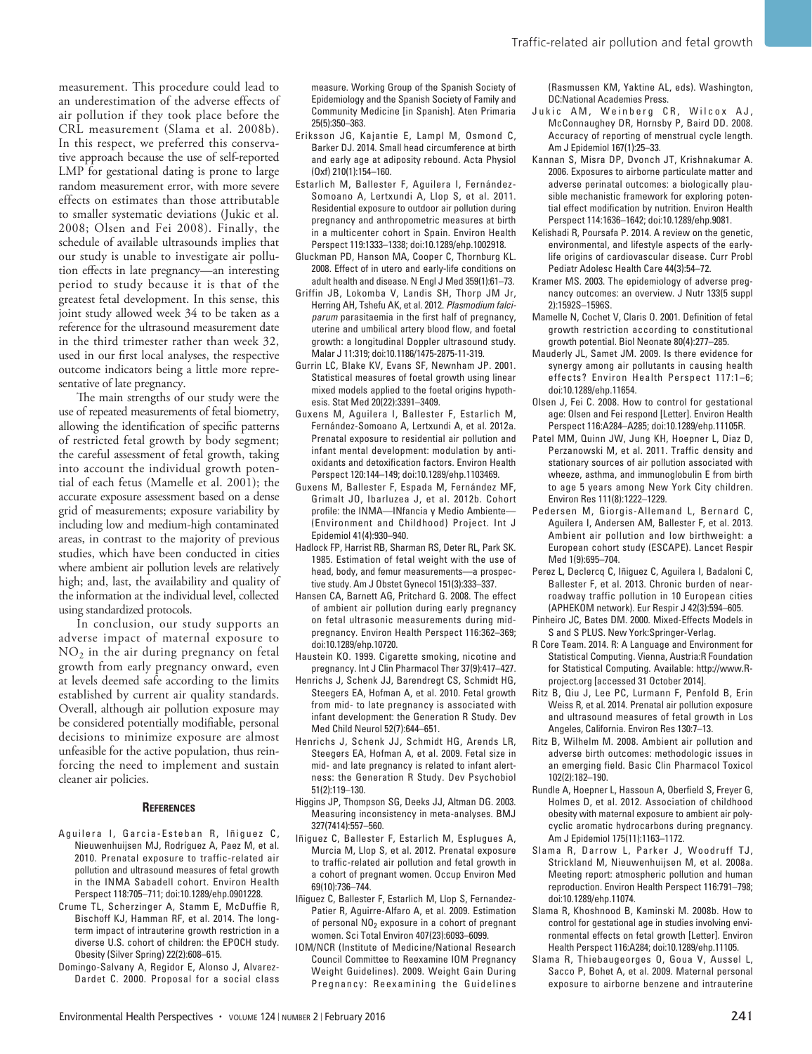measurement. This procedure could lead to an underestimation of the adverse effects of air pollution if they took place before the CRL measurement (Slama et al. 2008b). In this respect, we preferred this conservative approach because the use of self-reported LMP for gestational dating is prone to large random measurement error, with more severe effects on estimates than those attributable to smaller systematic deviations (Jukic et al. 2008; Olsen and Fei 2008). Finally, the schedule of available ultrasounds implies that our study is unable to investigate air pollution effects in late pregnancy—an interesting period to study because it is that of the greatest fetal development. In this sense, this joint study allowed week 34 to be taken as a reference for the ultrasound measurement date in the third trimester rather than week 32, used in our first local analyses, the respective outcome indicators being a little more representative of late pregnancy.

The main strengths of our study were the use of repeated measurements of fetal biometry, allowing the identification of specific patterns of restricted fetal growth by body segment; the careful assessment of fetal growth, taking into account the individual growth potential of each fetus (Mamelle et al. 2001); the accurate exposure assessment based on a dense grid of measurements; exposure variability by including low and medium-high contaminated areas, in contrast to the majority of previous studies, which have been conducted in cities where ambient air pollution levels are relatively high; and, last, the availability and quality of the information at the individual level, collected using standardized protocols.

In conclusion, our study supports an adverse impact of maternal exposure to $NO_2$ in the air during pregnancy on fetal growth from early pregnancy onward, even at levels deemed safe according to the limits established by current air quality standards. Overall, although air pollution exposure may be considered potentially modifiable, personal decisions to minimize exposure are almost unfeasible for the active population, thus reinforcing the need to implement and sustain cleaner air policies.

## References

Aguilera I, Garcia-Esteban R, Iñiguez C, Nieuwenhuijsen MJ, Rodríguez A, Paez M, et al. 2010. Prenatal exposure to traffic-related air pollution and ultrasound measures of fetal growth in the INMA Sabadell cohort. Environ Health Perspect 118:705–711; doi:10.1289/ehp.0901228.

Crume TL, Scherzinger A, Stamm E, McDuffie R, Bischoff KJ, Hamman RF, et al. 2014. The long-term impact of intrauterine growth restriction in a diverse U.S. cohort of children: the EPOCH study. Obesity (Silver Spring) 22(2):608–615.

Domingo-Salvany A, Regidor E, Alonso J, Alvarez-Dardet C. 2000. Proposal for a social class measure. Working Group of the Spanish Society of Epidemiology and the Spanish Society of Family and Community Medicine [in Spanish]. Aten Primaria 25(5):350–363.

Eriksson JG, Kajantie E, Lampl M, Osmond C, Barker DJ. 2014. Small head circumference at birth and early age at adiposity rebound. Acta Physiol (Oxf) 210(1):154–160.

Estarlich M, Ballester F, Aguilera I, Fernández-Somoano A, Lertxundi A, Llop S, et al. 2011. Residential exposure to outdoor air pollution during pregnancy and anthropometric measures at birth in a multicenter cohort in Spain. Environ Health Perspect 119:1333–1338; doi:10.1289/ehp.1002918.

Gluckman PD, Hanson MA, Cooper C, Thornburg KL. 2008. Effect of in utero and early-life conditions on adult health and disease. N Engl J Med 359(1):61–73.

Griffin JB, Lokomba V, Landis SH, Thorp JM Jr, Herring AH, Tshefu AK, et al. 2012. *Plasmodium falciparum* parasitaemia in the first half of pregnancy, uterine and umbilical artery blood flow, and foetal growth: a longitudinal Doppler ultrasound study. Malar J 11:319; doi:10.1186/1475-2875-11-319.

Gurrin LC, Blake KV, Evans SF, Newnham JP. 2001. Statistical measures of foetal growth using linear mixed models applied to the foetal origins hypothesis. Stat Med 20(22):3391–3409.

Guxens M, Aguilera I, Ballester F, Estarlich M, Fernández-Somoano A, Lertxundi A, et al. 2012a. Prenatal exposure to residential air pollution and infant mental development: modulation by antioxidants and detoxification factors. Environ Health Perspect 120:144–149; doi:10.1289/ehp.1103469.

Guxens M, Ballester F, Espada M, Fernández MF, Grimalt JO, Ibarluzea J, et al. 2012b. Cohort profile: the INMA—INfancia y Medio Ambiente—(Environment and Childhood) Project. Int J Epidemiol 41(4):930–940.

Hadlock FP, Harrist RB, Sharman RS, Deter RL, Park SK. 1985. Estimation of fetal weight with the use of head, body, and femur measurements—a prospective study. Am J Obstet Gynecol 151(3):333–337.

Hansen CA, Barnett AG, Pritchard G. 2008. The effect of ambient air pollution during early pregnancy on fetal ultrasonic measurements during mid-pregnancy. Environ Health Perspect 116:362–369; doi:10.1289/ehp.10720.

Haustein KO. 1999. Cigarette smoking, nicotine and pregnancy. Int J Clin Pharmacol Ther 37(9):417–427.

Henrichs J, Schenk JJ, Barendregt CS, Schmidt HG, Steegers EA, Hofman A, et al. 2010. Fetal growth from mid- to late pregnancy is associated with infant development: the Generation R Study. Dev Med Child Neurol 52(7):644–651.

Henrichs J, Schenk JJ, Schmidt HG, Arends LR, Steegers EA, Hofman A, et al. 2009. Fetal size in mid- and late pregnancy is related to infant alertness: the Generation R Study. Dev Psychobiol 51(2):119–130.

Higgins JP, Thompson SG, Deeks JJ, Altman DG. 2003. Measuring inconsistency in meta-analyses. BMJ 327(7414):557–560.

Iñiguez C, Ballester F, Estarlich M, Esplugues A, Murcia M, Llop S, et al. 2012. Prenatal exposure to traffic-related air pollution and fetal growth in a cohort of pregnant women. Occup Environ Med 69(10):736–744.

Iñiguez C, Ballester F, Estarlich M, Llop S, Fernandez-Patier R, Aguirre-Alfaro A, et al. 2009. Estimation of personal $NO_2$ exposure in a cohort of pregnant women. Sci Total Environ 407(23):6093–6099.

IOM/NCR (Institute of Medicine/National Research Council Committee to Reexamine IOM Pregnancy Weight Guidelines). 2009. Weight Gain During Pregnancy: Reexamining the Guidelines (Rasmussen KM, Yaktine AL, eds). Washington, DC:National Academies Press.

Jukic AM, Weinberg CR, Wilcox AJ, McConnaughey DR, Hornsby P, Baird DD. 2008. Accuracy of reporting of menstrual cycle length. Am J Epidemiol 167(1):25–33.

Kannan S, Misra DP, Dvonch JT, Krishnakumar A. 2006. Exposures to airborne particulate matter and adverse perinatal outcomes: a biologically plausible mechanistic framework for exploring potential effect modification by nutrition. Environ Health Perspect 114:1636–1642; doi:10.1289/ehp.9081.

Kelishadi R, Poursafa P. 2014. A review on the genetic, environmental, and lifestyle aspects of the early-life origins of cardiovascular disease. Curr Probl Pediatr Adolesc Health Care 44(3):54–72.

Kramer MS. 2003. The epidemiology of adverse pregnancy outcomes: an overview. J Nutr 133(5 suppl 2):1592S–1596S.

Mamelle N, Cochet V, Claris O. 2001. Definition of fetal growth restriction according to constitutional growth potential. Biol Neonate 80(4):277–285.

Mauderly JL, Samet JM. 2009. Is there evidence for synergy among air pollutants in causing health effects? Environ Health Perspect 117:1–6; doi:10.1289/ehp.11654.

Olsen J, Fei C. 2008. How to control for gestational age: Olsen and Fei respond [Letter]. Environ Health Perspect 116:A284–A285; doi:10.1289/ehp.11105R.

Patel MM, Quinn JW, Jung KH, Hoepner L, Diaz D, Perzanowski M, et al. 2011. Traffic density and stationary sources of air pollution associated with wheeze, asthma, and immunoglobulin E from birth to age 5 years among New York City children. Environ Res 111(8):1222–1229.

Pedersen M, Giorgis-Allemand L, Bernard C, Aguilera I, Andersen AM, Ballester F, et al. 2013. Ambient air pollution and low birthweight: a European cohort study (ESCAPE). Lancet Respir Med 1(9):695–704.

Perez L, Declercq C, Iñiguez C, Aguilera I, Badaloni C, Ballester F, et al. 2013. Chronic burden of near-roadway traffic pollution in 10 European cities (APHEKOM network). Eur Respir J 42(3):594–605.

Pinheiro JC, Bates DM. 2000. Mixed-Effects Models in S and S PLUS. New York:Springer-Verlag.

R Core Team. 2014. R: A Language and Environment for Statistical Computing. Vienna, Austria:R Foundation for Statistical Computing. Available: http://www.R-project.org [accessed 31 October 2014].

Ritz B, Qiu J, Lee PC, Lurmann F, Penfold B, Erin Weiss R, et al. 2014. Prenatal air pollution exposure and ultrasound measures of fetal growth in Los Angeles, California. Environ Res 130:7–13.

Ritz B, Wilhelm M. 2008. Ambient air pollution and adverse birth outcomes: methodologic issues in an emerging field. Basic Clin Pharmacol Toxicol 102(2):182–190.

Rundle A, Hoepner L, Hassoun A, Oberfield S, Freyer G, Holmes D, et al. 2012. Association of childhood obesity with maternal exposure to ambient air polycyclic aromatic hydrocarbons during pregnancy. Am J Epidemiol 175(11):1163–1172.

Slama R, Darrow L, Parker J, Woodruff TJ, Strickland M, Nieuwenhuijsen M, et al. 2008a. Meeting report: atmospheric pollution and human reproduction. Environ Health Perspect 116:791–798; doi:10.1289/ehp.11074.

Slama R, Khoshnood B, Kaminski M. 2008b. How to control for gestational age in studies involving environmental effects on fetal growth [Letter]. Environ Health Perspect 116:A284; doi:10.1289/ehp.11105.

Slama R, Thiebaugeorges O, Goua V, Aussel L, Sacco P, Bohet A, et al. 2009. Maternal personal exposure to airborne benzene and intrauterine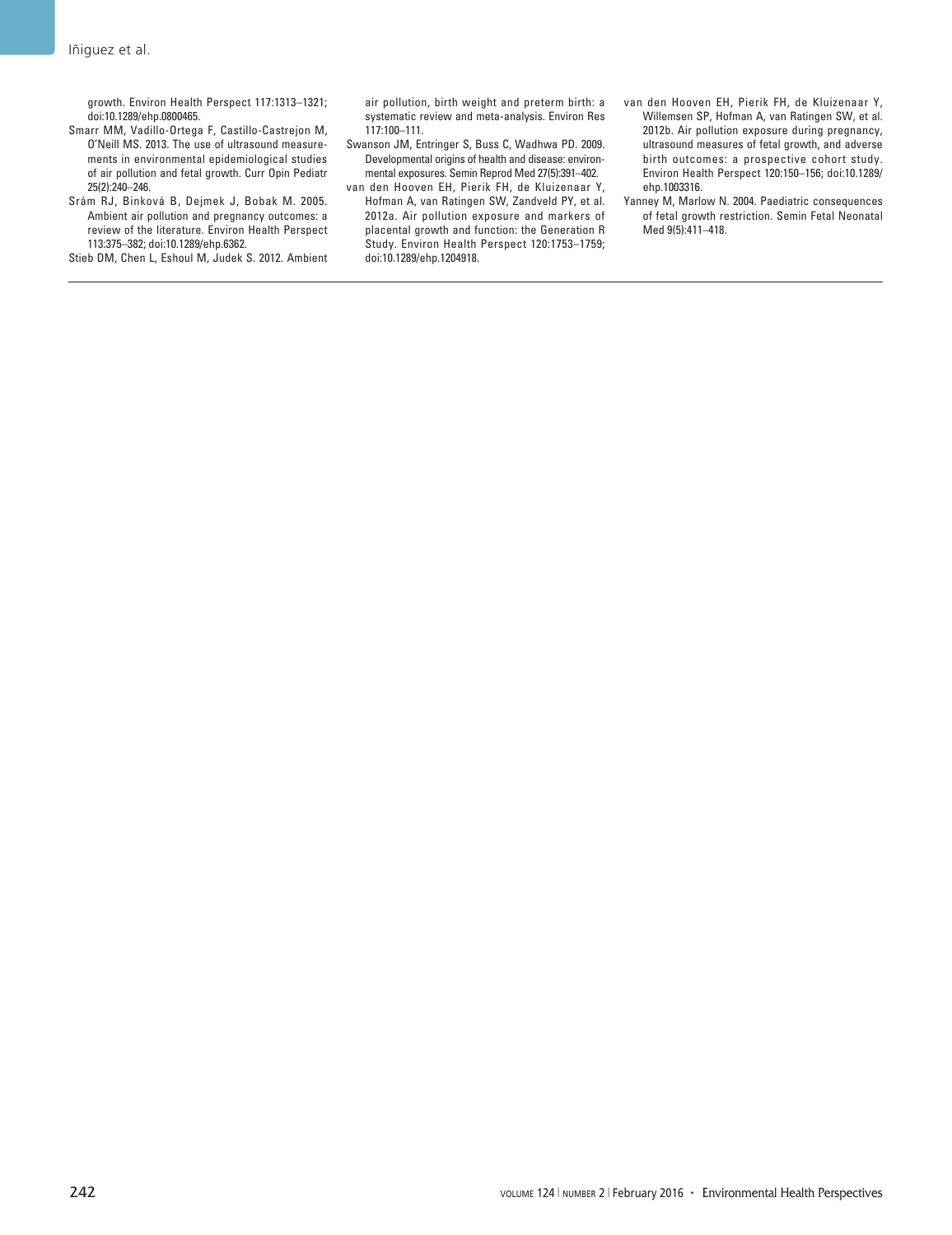growth. Environ Health Perspect 117:1313–1321; doi:10.1289/ehp.0800465.

Smarr MM, Vadillo-Ortega F, Castillo-Castrejon M, O'Neill MS. 2013. The use of ultrasound measurements in environmental epidemiological studies of air pollution and fetal growth. Curr Opin Pediatr 25(2):240–246.

Srám RJ, Binková B, Dejmek J, Bobak M. 2005. Ambient air pollution and pregnancy outcomes: a review of the literature. Environ Health Perspect 113:375–382; doi:10.1289/ehp.6362.

Stieb DM, Chen L, Eshoul M, Judek S. 2012. Ambient air pollution, birth weight and preterm birth: a systematic review and meta-analysis. Environ Res 117:100–111.

Swanson JM, Entringer S, Buss C, Wadhwa PD. 2009. Developmental origins of health and disease: environmental exposures. Semin Reprod Med 27(5):391–402.

van den Hooven EH, Pierik FH, de Kluizenaar Y, Hofman A, van Ratingen SW, Zandveld PY, et al. 2012a. Air pollution exposure and markers of placental growth and function: the Generation R Study. Environ Health Perspect 120:1753–1759; doi:10.1289/ehp.1204918.

van den Hooven EH, Pierik FH, de Kluizenaar Y, Willemsen SP, Hofman A, van Ratingen SW, et al. 2012b. Air pollution exposure during pregnancy, ultrasound measures of fetal growth, and adverse birth outcomes: a prospective cohort study. Environ Health Perspect 120:150–156; doi:10.1289/ehp.1003316.

Yanney M, Marlow N. 2004. Paediatric consequences of fetal growth restriction. Semin Fetal Neonatal Med 9(5):411–418.